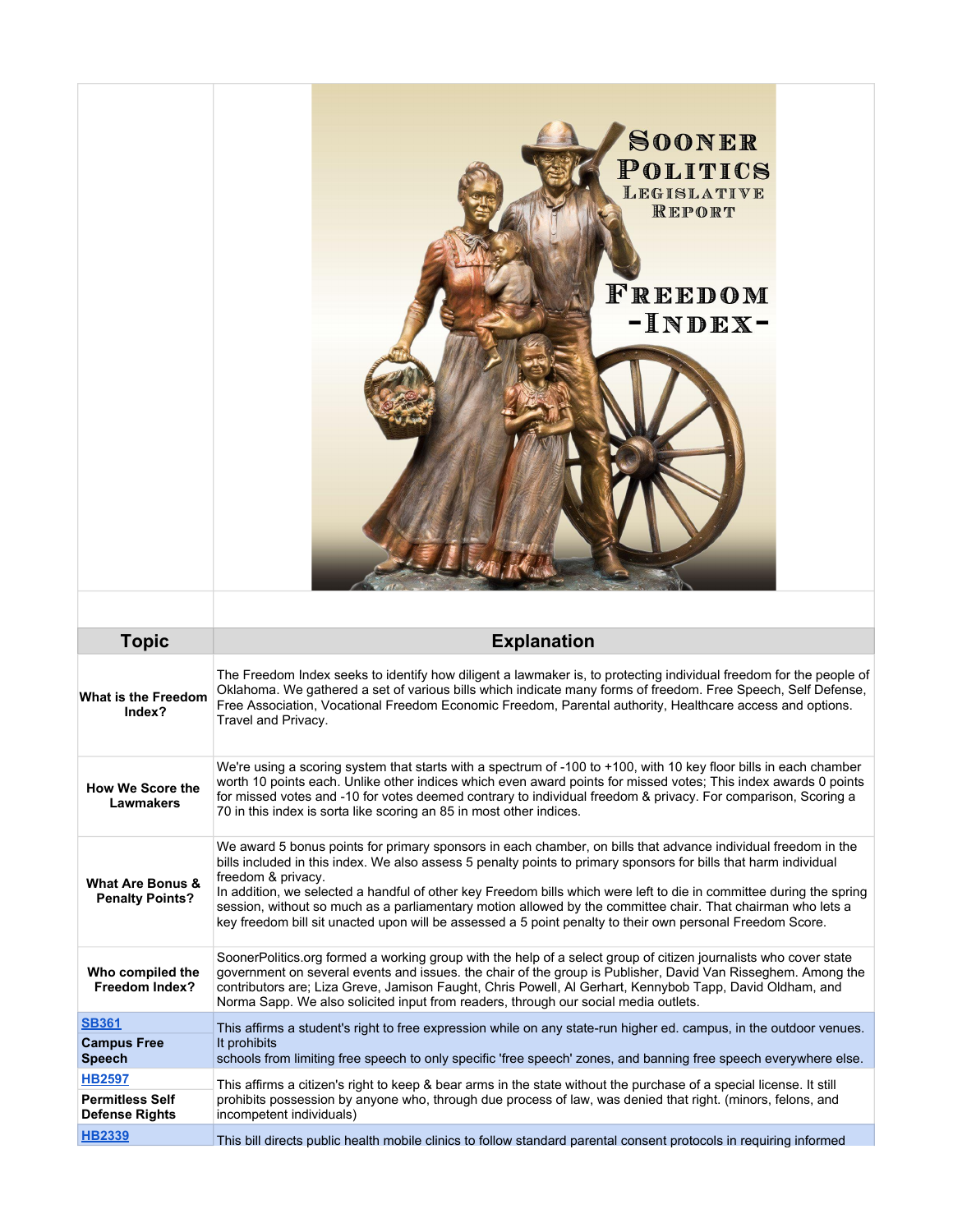Sooner Politics Legislative Report

Freedom -Index-

| Topic | Explanation |
|---|---|
| **What is the Freedom Index?** | The Freedom Index seeks to identify how diligent a lawmaker is, to protecting individual freedom for the people of Oklahoma. We gathered a set of various bills which indicate many forms of freedom. Free Speech, Self Defense, Free Association, Vocational Freedom Economic Freedom, Parental authority, Healthcare access and options. Travel and Privacy. |
| **How We Score the Lawmakers** | We're using a scoring system that starts with a spectrum of -100 to +100, with 10 key floor bills in each chamber worth 10 points each. Unlike other indices which even award points for missed votes; This index awards 0 points for missed votes and -10 for votes deemed contrary to individual freedom & privacy. For comparison, Scoring a 70 in this index is sorta like scoring an 85 in most other indices. |
| **What Are Bonus & Penalty Points?** | We award 5 bonus points for primary sponsors in each chamber, on bills that advance individual freedom in the bills included in this index. We also assess 5 penalty points to primary sponsors for bills that harm individual freedom & privacy.<br>In addition, we selected a handful of other key Freedom bills which were left to die in committee during the spring session, without so much as a parliamentary motion allowed by the committee chair. That chairman who lets a key freedom bill sit unacted upon will be assessed a 5 point penalty to their own personal Freedom Score. |
| **Who compiled the Freedom Index?** | SoonerPolitics.org formed a working group with the help of a select group of citizen journalists who cover state government on several events and issues. the chair of the group is Publisher, David Van Risseghem. Among the contributors are; Liza Greve, Jamison Faught, Chris Powell, Al Gerhart, Kennybob Tapp, David Oldham, and Norma Sapp. We also solicited input from readers, through our social media outlets. |
| **SB361**<br>**Campus Free Speech** | This affirms a student's right to free expression while on any state-run higher ed. campus, in the outdoor venues. It prohibits<br>schools from limiting free speech to only specific 'free speech' zones, and banning free speech everywhere else. |
| **HB2597**<br>**Permitless Self Defense Rights** | This affirms a citizen's right to keep & bear arms in the state without the purchase of a special license. It still prohibits possession by anyone who, through due process of law, was denied that right. (minors, felons, and incompetent individuals) |
| **HB2339** | This bill directs public health mobile clinics to follow standard parental consent protocols in requiring informed |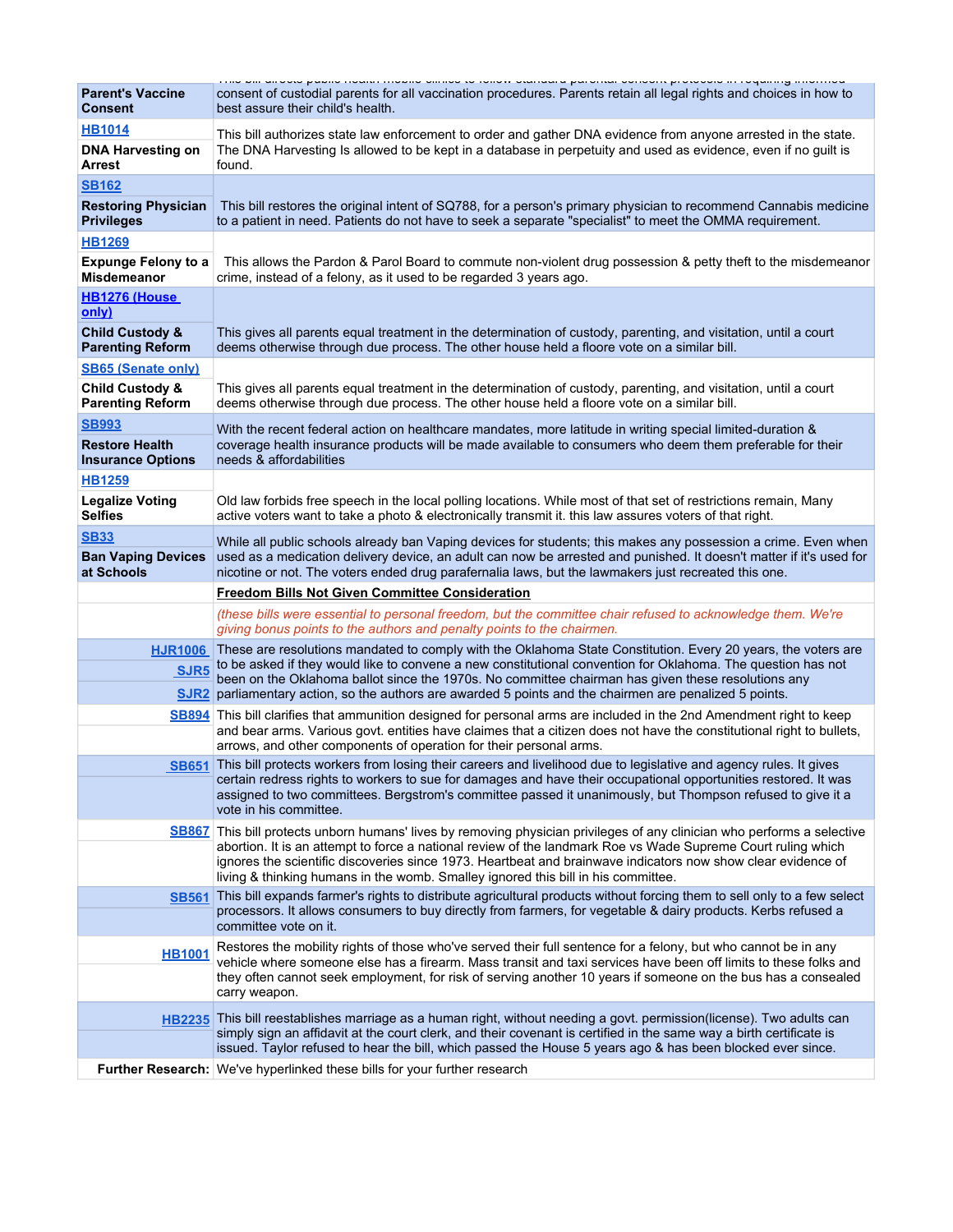| | |
|---|---|
| **Parent's Vaccine Consent** | This bill directs public health mobile clinics to follow standard parental consent protocols in requiring informed consent of custodial parents for all vaccination procedures. Parents retain all legal rights and choices in how to best assure their child's health. |
| HB1014 **DNA Harvesting on Arrest** | This bill authorizes state law enforcement to order and gather DNA evidence from anyone arrested in the state. The DNA Harvesting Is allowed to be kept in a database in perpetuity and used as evidence, even if no guilt is found. |
| SB162 **Restoring Physician Privileges** | This bill restores the original intent of SQ788, for a person's primary physician to recommend Cannabis medicine to a patient in need. Patients do not have to seek a separate "specialist" to meet the OMMA requirement. |
| HB1269 **Expunge Felony to a Misdemeanor** | This allows the Pardon & Parol Board to commute non-violent drug possession & petty theft to the misdemeanor crime, instead of a felony, as it used to be regarded 3 years ago. |
| HB1276 (House only) **Child Custody & Parenting Reform** | This gives all parents equal treatment in the determination of custody, parenting, and visitation, until a court deems otherwise through due process. The other house held a floore vote on a similar bill. |
| SB65 (Senate only) **Child Custody & Parenting Reform** | This gives all parents equal treatment in the determination of custody, parenting, and visitation, until a court deems otherwise through due process. The other house held a floore vote on a similar bill. |
| SB993 **Restore Health Insurance Options** | With the recent federal action on healthcare mandates, more latitude in writing special limited-duration & coverage health insurance products will be made available to consumers who deem them preferable for their needs & affordabilities |
| HB1259 **Legalize Voting Selfies** | Old law forbids free speech in the local polling locations. While most of that set of restrictions remain, Many active voters want to take a photo & electronically transmit it. this law assures voters of that right. |
| SB33 **Ban Vaping Devices at Schools** | While all public schools already ban Vaping devices for students; this makes any possession a crime. Even when used as a medication delivery device, an adult can now be arrested and punished. It doesn't matter if it's used for nicotine or not. The voters ended drug parafernalia laws, but the lawmakers just recreated this one. |
| | **Freedom Bills Not Given Committee Consideration** |
| | *(these bills were essential to personal freedom, but the committee chair refused to acknowledge them. We're giving bonus points to the authors and penalty points to the chairmen.* |
| HJR1006 SJR5 SJR2 | These are resolutions mandated to comply with the Oklahoma State Constitution. Every 20 years, the voters are to be asked if they would like to convene a new constitutional convention for Oklahoma. The question has not been on the Oklahoma ballot since the 1970s. No committee chairman has given these resolutions any parliamentary action, so the authors are awarded 5 points and the chairmen are penalized 5 points. |
| SB894 | This bill clarifies that ammunition designed for personal arms are included in the 2nd Amendment right to keep and bear arms. Various govt. entities have claimes that a citizen does not have the constitutional right to bullets, arrows, and other components of operation for their personal arms. |
| SB651 | This bill protects workers from losing their careers and livelihood due to legislative and agency rules. It gives certain redress rights to workers to sue for damages and have their occupational opportunities restored. It was assigned to two committees. Bergstrom's committee passed it unanimously, but Thompson refused to give it a vote in his committee. |
| SB867 | This bill protects unborn humans' lives by removing physician privileges of any clinician who performs a selective abortion. It is an attempt to force a national review of the landmark Roe vs Wade Supreme Court ruling which ignores the scientific discoveries since 1973. Heartbeat and brainwave indicators now show clear evidence of living & thinking humans in the womb. Smalley ignored this bill in his committee. |
| SB561 | This bill expands farmer's rights to distribute agricultural products without forcing them to sell only to a few select processors. It allows consumers to buy directly from farmers, for vegetable & dairy products. Kerbs refused a committee vote on it. |
| HB1001 | Restores the mobility rights of those who've served their full sentence for a felony, but who cannot be in any vehicle where someone else has a firearm. Mass transit and taxi services have been off limits to these folks and they often cannot seek employment, for risk of serving another 10 years if someone on the bus has a consealed carry weapon. |
| HB2235 | This bill reestablishes marriage as a human right, without needing a govt. permission(license). Two adults can simply sign an affidavit at the court clerk, and their covenant is certified in the same way a birth certificate is issued. Taylor refused to hear the bill, which passed the House 5 years ago & has been blocked ever since. |
| **Further Research:** | We've hyperlinked these bills for your further research |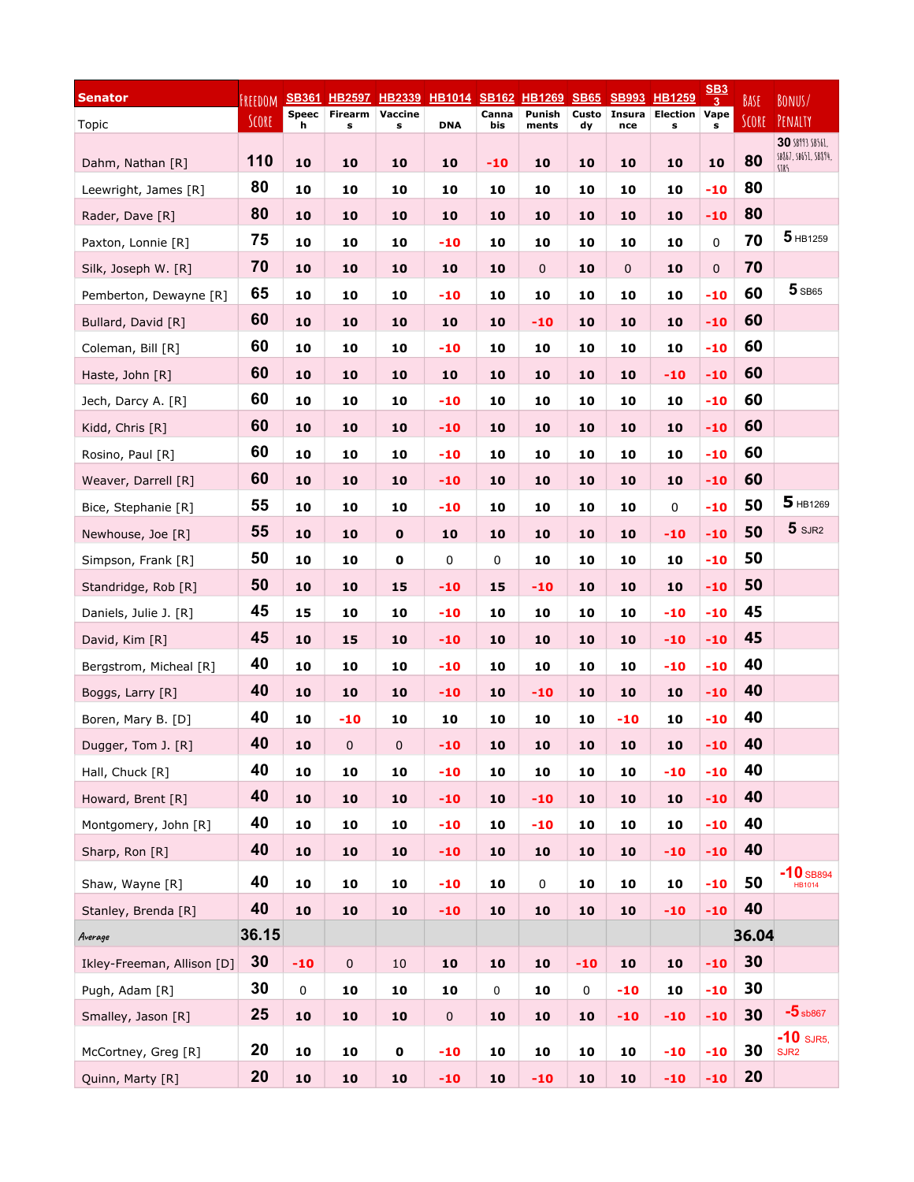| Senator | Freedom Score | SB361 | HB2597 | HB2339 | HB1014 | SB162 | HB1269 | SB65 | SB993 | HB1259 | SB33 | Base Score | Bonus/ Penalty |
|---|---|---|---|---|---|---|---|---|---|---|---|---|---|
| Topic | | Speech | Firearms | Vaccines | DNA | Cannabis | Punishments | Custody | Insurance | Elections | Vapes | | |
| Dahm, Nathan [R] | 110 | 10 | 10 | 10 | 10 | -10 | 10 | 10 | 10 | 10 | 10 | 80 | 30 SB993 SB561, SB867, SB651, SB894, SJR5 |
| Leewright, James [R] | 80 | 10 | 10 | 10 | 10 | 10 | 10 | 10 | 10 | 10 | -10 | 80 | |
| Rader, Dave [R] | 80 | 10 | 10 | 10 | 10 | 10 | 10 | 10 | 10 | 10 | -10 | 80 | |
| Paxton, Lonnie [R] | 75 | 10 | 10 | 10 | -10 | 10 | 10 | 10 | 10 | 10 | 0 | 70 | 5 HB1259 |
| Silk, Joseph W. [R] | 70 | 10 | 10 | 10 | 10 | 10 | 0 | 10 | 0 | 10 | 0 | 70 | |
| Pemberton, Dewayne [R] | 65 | 10 | 10 | 10 | -10 | 10 | 10 | 10 | 10 | 10 | -10 | 60 | 5 SB65 |
| Bullard, David [R] | 60 | 10 | 10 | 10 | 10 | 10 | -10 | 10 | 10 | 10 | -10 | 60 | |
| Coleman, Bill [R] | 60 | 10 | 10 | 10 | -10 | 10 | 10 | 10 | 10 | 10 | -10 | 60 | |
| Haste, John [R] | 60 | 10 | 10 | 10 | 10 | 10 | 10 | 10 | 10 | -10 | -10 | 60 | |
| Jech, Darcy A. [R] | 60 | 10 | 10 | 10 | -10 | 10 | 10 | 10 | 10 | 10 | -10 | 60 | |
| Kidd, Chris [R] | 60 | 10 | 10 | 10 | -10 | 10 | 10 | 10 | 10 | 10 | -10 | 60 | |
| Rosino, Paul [R] | 60 | 10 | 10 | 10 | -10 | 10 | 10 | 10 | 10 | 10 | -10 | 60 | |
| Weaver, Darrell [R] | 60 | 10 | 10 | 10 | -10 | 10 | 10 | 10 | 10 | 10 | -10 | 60 | |
| Bice, Stephanie [R] | 55 | 10 | 10 | 10 | -10 | 10 | 10 | 10 | 10 | 0 | -10 | 50 | 5 HB1269 |
| Newhouse, Joe [R] | 55 | 10 | 10 | 0 | 10 | 10 | 10 | 10 | 10 | -10 | -10 | 50 | 5 SJR2 |
| Simpson, Frank [R] | 50 | 10 | 10 | 0 | 0 | 0 | 10 | 10 | 10 | 10 | -10 | 50 | |
| Standridge, Rob [R] | 50 | 10 | 10 | 15 | -10 | 15 | -10 | 10 | 10 | 10 | -10 | 50 | |
| Daniels, Julie J. [R] | 45 | 15 | 10 | 10 | -10 | 10 | 10 | 10 | 10 | -10 | -10 | 45 | |
| David, Kim [R] | 45 | 10 | 15 | 10 | -10 | 10 | 10 | 10 | 10 | -10 | -10 | 45 | |
| Bergstrom, Micheal [R] | 40 | 10 | 10 | 10 | -10 | 10 | 10 | 10 | 10 | -10 | -10 | 40 | |
| Boggs, Larry [R] | 40 | 10 | 10 | 10 | -10 | 10 | -10 | 10 | 10 | 10 | -10 | 40 | |
| Boren, Mary B. [D] | 40 | 10 | -10 | 10 | 10 | 10 | 10 | 10 | -10 | 10 | -10 | 40 | |
| Dugger, Tom J. [R] | 40 | 10 | 0 | 0 | -10 | 10 | 10 | 10 | 10 | 10 | -10 | 40 | |
| Hall, Chuck [R] | 40 | 10 | 10 | 10 | -10 | 10 | 10 | 10 | 10 | -10 | -10 | 40 | |
| Howard, Brent [R] | 40 | 10 | 10 | 10 | -10 | 10 | -10 | 10 | 10 | 10 | -10 | 40 | |
| Montgomery, John [R] | 40 | 10 | 10 | 10 | -10 | 10 | -10 | 10 | 10 | 10 | -10 | 40 | |
| Sharp, Ron [R] | 40 | 10 | 10 | 10 | -10 | 10 | 10 | 10 | 10 | -10 | -10 | 40 | |
| Shaw, Wayne [R] | 40 | 10 | 10 | 10 | -10 | 10 | 0 | 10 | 10 | 10 | -10 | 50 | -10 SB894 HB1014 |
| Stanley, Brenda [R] | 40 | 10 | 10 | 10 | -10 | 10 | 10 | 10 | 10 | -10 | -10 | 40 | |
| *Average* | 36.15 | | | | | | | | | | | 36.04 | |
| Ikley-Freeman, Allison [D] | 30 | -10 | 0 | 10 | 10 | 10 | 10 | -10 | 10 | 10 | -10 | 30 | |
| Pugh, Adam [R] | 30 | 0 | 10 | 10 | 10 | 0 | 10 | 0 | -10 | 10 | -10 | 30 | |
| Smalley, Jason [R] | 25 | 10 | 10 | 10 | 0 | 10 | 10 | 10 | -10 | -10 | -10 | 30 | -5 sb867 |
| McCortney, Greg [R] | 20 | 10 | 10 | 0 | -10 | 10 | 10 | 10 | 10 | -10 | -10 | 30 | -10 SJR5, SJR2 |
| Quinn, Marty [R] | 20 | 10 | 10 | 10 | -10 | 10 | -10 | 10 | 10 | -10 | -10 | 20 | |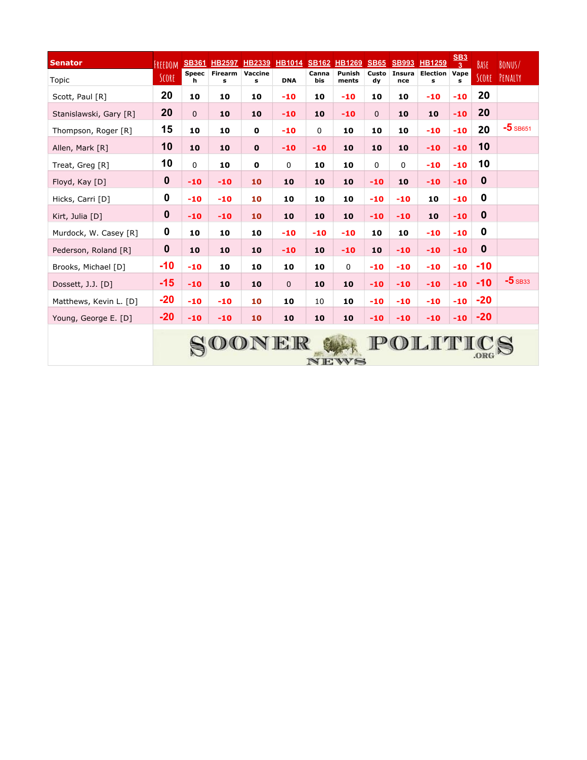| Senator | Freedom Score | SB361 | HB2597 | HB2339 | HB1014 | SB162 | HB1269 | SB65 | SB993 | HB1259 | SB33 | Base Score | Bonus/ Penalty |
|---|---|---|---|---|---|---|---|---|---|---|---|---|---|
| Topic | | Speech | Firearms | Vaccines | DNA | Cannabis | Punishments | Custody | Insurance | Elections | Vapes | | |
| Scott, Paul [R] | 20 | 10 | 10 | 10 | -10 | 10 | -10 | 10 | 10 | -10 | -10 | 20 | |
| Stanislawski, Gary [R] | 20 | 0 | 10 | 10 | -10 | 10 | -10 | 0 | 10 | 10 | -10 | 20 | |
| Thompson, Roger [R] | 15 | 10 | 10 | 0 | -10 | 0 | 10 | 10 | 10 | -10 | -10 | 20 | -5 SB651 |
| Allen, Mark [R] | 10 | 10 | 10 | 0 | -10 | -10 | 10 | 10 | 10 | -10 | -10 | 10 | |
| Treat, Greg [R] | 10 | 0 | 10 | 0 | 0 | 10 | 10 | 0 | 0 | -10 | -10 | 10 | |
| Floyd, Kay [D] | 0 | -10 | -10 | 10 | 10 | 10 | 10 | -10 | 10 | -10 | -10 | 0 | |
| Hicks, Carri [D] | 0 | -10 | -10 | 10 | 10 | 10 | 10 | -10 | -10 | 10 | -10 | 0 | |
| Kirt, Julia [D] | 0 | -10 | -10 | 10 | 10 | 10 | 10 | -10 | -10 | 10 | -10 | 0 | |
| Murdock, W. Casey [R] | 0 | 10 | 10 | 10 | -10 | -10 | -10 | 10 | 10 | -10 | -10 | 0 | |
| Pederson, Roland [R] | 0 | 10 | 10 | 10 | -10 | 10 | -10 | 10 | -10 | -10 | -10 | 0 | |
| Brooks, Michael [D] | -10 | -10 | 10 | 10 | 10 | 10 | 0 | -10 | -10 | -10 | -10 | -10 | |
| Dossett, J.J. [D] | -15 | -10 | 10 | 10 | 0 | 10 | 10 | -10 | -10 | -10 | -10 | -10 | -5 SB33 |
| Matthews, Kevin L. [D] | -20 | -10 | -10 | 10 | 10 | 10 | 10 | -10 | -10 | -10 | -10 | -20 | |
| Young, George E. [D] | -20 | -10 | -10 | 10 | 10 | 10 | 10 | -10 | -10 | -10 | -10 | -20 | |

SOONER POLITICS NEWS .ORG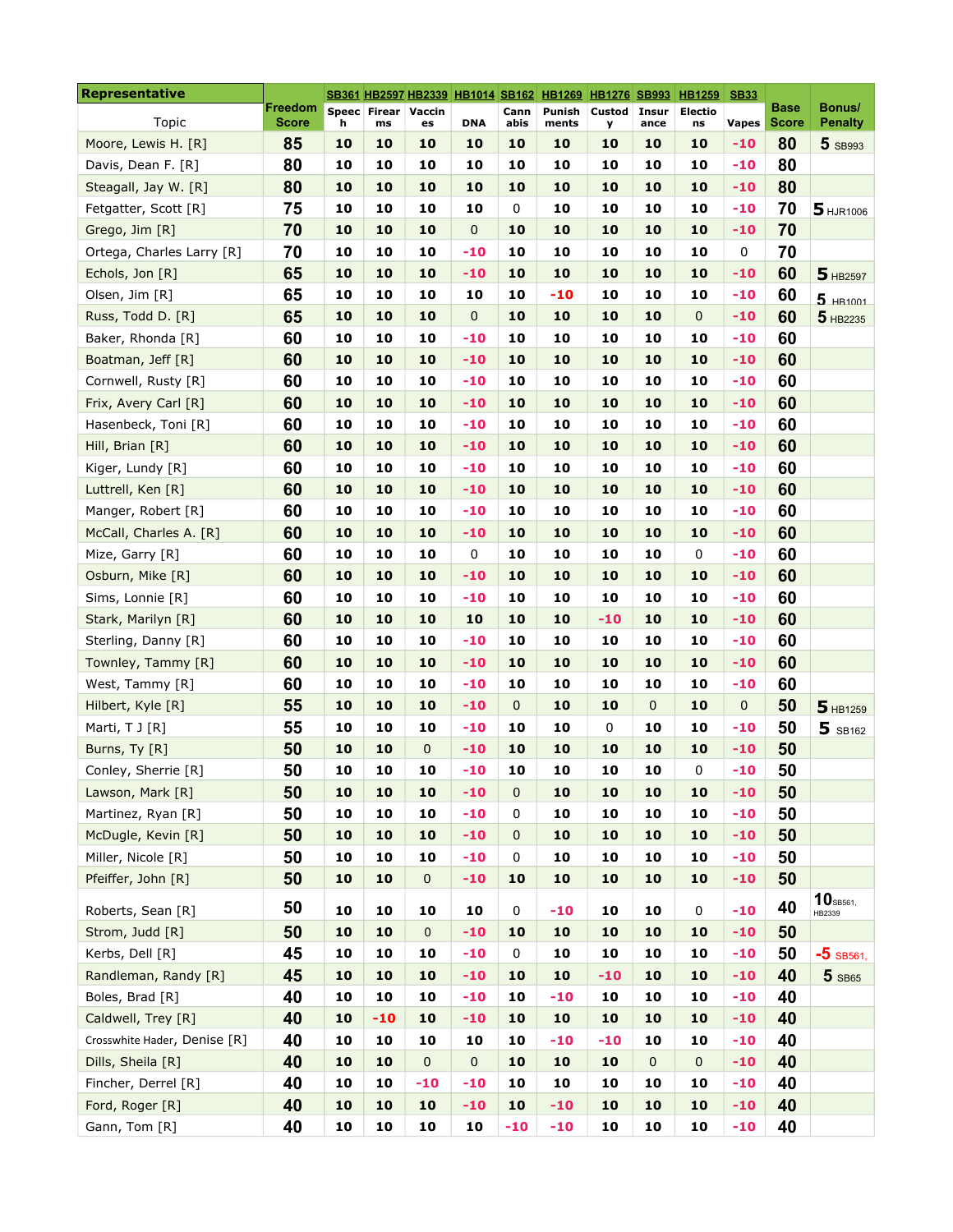| Representative | Freedom Score | SB361 | HB2597 | HB2339 | HB1014 | SB162 | HB1269 | HB1276 | SB993 | HB1259 | SB33 | Base Score | Bonus/ Penalty |
|---|---|---|---|---|---|---|---|---|---|---|---|---|---|
| Topic | | Speech | Firearms | Vaccines | DNA | Cannabis | Punishments | Custody | Insurance | Elections | Vapes | | |
| Moore, Lewis H. [R] | 85 | 10 | 10 | 10 | 10 | 10 | 10 | 10 | 10 | 10 | -10 | 80 | 5 SB993 |
| Davis, Dean F. [R] | 80 | 10 | 10 | 10 | 10 | 10 | 10 | 10 | 10 | 10 | -10 | 80 | |
| Steagall, Jay W. [R] | 80 | 10 | 10 | 10 | 10 | 10 | 10 | 10 | 10 | 10 | -10 | 80 | |
| Fetgatter, Scott [R] | 75 | 10 | 10 | 10 | 10 | 0 | 10 | 10 | 10 | 10 | -10 | 70 | 5 HJR1006 |
| Grego, Jim [R] | 70 | 10 | 10 | 10 | 0 | 10 | 10 | 10 | 10 | 10 | -10 | 70 | |
| Ortega, Charles Larry [R] | 70 | 10 | 10 | 10 | -10 | 10 | 10 | 10 | 10 | 10 | 0 | 70 | |
| Echols, Jon [R] | 65 | 10 | 10 | 10 | -10 | 10 | 10 | 10 | 10 | 10 | -10 | 60 | 5 HB2597 |
| Olsen, Jim [R] | 65 | 10 | 10 | 10 | 10 | 10 | -10 | 10 | 10 | 10 | -10 | 60 | 5 HB1001 |
| Russ, Todd D. [R] | 65 | 10 | 10 | 10 | 0 | 10 | 10 | 10 | 10 | 0 | -10 | 60 | 5 HB2235 |
| Baker, Rhonda [R] | 60 | 10 | 10 | 10 | -10 | 10 | 10 | 10 | 10 | 10 | -10 | 60 | |
| Boatman, Jeff [R] | 60 | 10 | 10 | 10 | -10 | 10 | 10 | 10 | 10 | 10 | -10 | 60 | |
| Cornwell, Rusty [R] | 60 | 10 | 10 | 10 | -10 | 10 | 10 | 10 | 10 | 10 | -10 | 60 | |
| Frix, Avery Carl [R] | 60 | 10 | 10 | 10 | -10 | 10 | 10 | 10 | 10 | 10 | -10 | 60 | |
| Hasenbeck, Toni [R] | 60 | 10 | 10 | 10 | -10 | 10 | 10 | 10 | 10 | 10 | -10 | 60 | |
| Hill, Brian [R] | 60 | 10 | 10 | 10 | -10 | 10 | 10 | 10 | 10 | 10 | -10 | 60 | |
| Kiger, Lundy [R] | 60 | 10 | 10 | 10 | -10 | 10 | 10 | 10 | 10 | 10 | -10 | 60 | |
| Luttrell, Ken [R] | 60 | 10 | 10 | 10 | -10 | 10 | 10 | 10 | 10 | 10 | -10 | 60 | |
| Manger, Robert [R] | 60 | 10 | 10 | 10 | -10 | 10 | 10 | 10 | 10 | 10 | -10 | 60 | |
| McCall, Charles A. [R] | 60 | 10 | 10 | 10 | -10 | 10 | 10 | 10 | 10 | 10 | -10 | 60 | |
| Mize, Garry [R] | 60 | 10 | 10 | 10 | 0 | 10 | 10 | 10 | 10 | 0 | -10 | 60 | |
| Osburn, Mike [R] | 60 | 10 | 10 | 10 | -10 | 10 | 10 | 10 | 10 | 10 | -10 | 60 | |
| Sims, Lonnie [R] | 60 | 10 | 10 | 10 | -10 | 10 | 10 | 10 | 10 | 10 | -10 | 60 | |
| Stark, Marilyn [R] | 60 | 10 | 10 | 10 | 10 | 10 | 10 | -10 | 10 | 10 | -10 | 60 | |
| Sterling, Danny [R] | 60 | 10 | 10 | 10 | -10 | 10 | 10 | 10 | 10 | 10 | -10 | 60 | |
| Townley, Tammy [R] | 60 | 10 | 10 | 10 | -10 | 10 | 10 | 10 | 10 | 10 | -10 | 60 | |
| West, Tammy [R] | 60 | 10 | 10 | 10 | -10 | 10 | 10 | 10 | 10 | 10 | -10 | 60 | |
| Hilbert, Kyle [R] | 55 | 10 | 10 | 10 | -10 | 0 | 10 | 10 | 0 | 10 | 0 | 50 | 5 HB1259 |
| Marti, T J [R] | 55 | 10 | 10 | 10 | -10 | 10 | 10 | 0 | 10 | 10 | -10 | 50 | 5 SB162 |
| Burns, Ty [R] | 50 | 10 | 10 | 0 | -10 | 10 | 10 | 10 | 10 | 10 | -10 | 50 | |
| Conley, Sherrie [R] | 50 | 10 | 10 | 10 | -10 | 10 | 10 | 10 | 10 | 0 | -10 | 50 | |
| Lawson, Mark [R] | 50 | 10 | 10 | 10 | -10 | 0 | 10 | 10 | 10 | 10 | -10 | 50 | |
| Martinez, Ryan [R] | 50 | 10 | 10 | 10 | -10 | 0 | 10 | 10 | 10 | 10 | -10 | 50 | |
| McDugle, Kevin [R] | 50 | 10 | 10 | 10 | -10 | 0 | 10 | 10 | 10 | 10 | -10 | 50 | |
| Miller, Nicole [R] | 50 | 10 | 10 | 10 | -10 | 0 | 10 | 10 | 10 | 10 | -10 | 50 | |
| Pfeiffer, John [R] | 50 | 10 | 10 | 0 | -10 | 10 | 10 | 10 | 10 | 10 | -10 | 50 | |
| Roberts, Sean [R] | 50 | 10 | 10 | 10 | 10 | 0 | -10 | 10 | 10 | 0 | -10 | 40 | 10 SB561, HB2339 |
| Strom, Judd [R] | 50 | 10 | 10 | 0 | -10 | 10 | 10 | 10 | 10 | 10 | -10 | 50 | |
| Kerbs, Dell [R] | 45 | 10 | 10 | 10 | -10 | 0 | 10 | 10 | 10 | 10 | -10 | 50 | -5 SB561, |
| Randleman, Randy [R] | 45 | 10 | 10 | 10 | -10 | 10 | 10 | -10 | 10 | 10 | -10 | 40 | 5 SB65 |
| Boles, Brad [R] | 40 | 10 | 10 | 10 | -10 | 10 | -10 | 10 | 10 | 10 | -10 | 40 | |
| Caldwell, Trey [R] | 40 | 10 | -10 | 10 | -10 | 10 | 10 | 10 | 10 | 10 | -10 | 40 | |
| Crosswhite Hader, Denise [R] | 40 | 10 | 10 | 10 | 10 | 10 | -10 | -10 | 10 | 10 | -10 | 40 | |
| Dills, Sheila [R] | 40 | 10 | 10 | 0 | 0 | 10 | 10 | 10 | 0 | 0 | -10 | 40 | |
| Fincher, Derrel [R] | 40 | 10 | 10 | -10 | -10 | 10 | 10 | 10 | 10 | 10 | -10 | 40 | |
| Ford, Roger [R] | 40 | 10 | 10 | 10 | -10 | 10 | -10 | 10 | 10 | 10 | -10 | 40 | |
| Gann, Tom [R] | 40 | 10 | 10 | 10 | 10 | -10 | -10 | 10 | 10 | 10 | -10 | 40 | |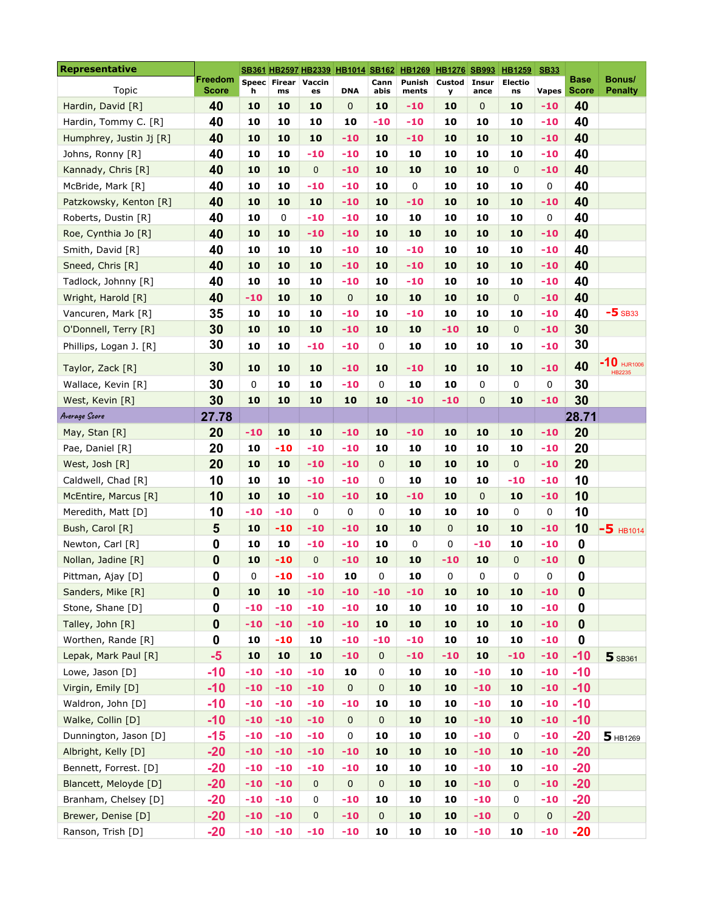| Representative | Freedom Score | SB361 | HB2597 | HB2339 | HB1014 | SB162 | HB1269 | HB1276 | SB993 | HB1259 | SB33 | Base Score | Bonus/ Penalty |
|---|---|---|---|---|---|---|---|---|---|---|---|---|---|
| Topic | | Speech | Firearms | Vaccines | DNA | Cannabis | Punishments | Custody | Insurance | Elections | Vapes | | |
| Hardin, David [R] | 40 | 10 | 10 | 10 | 0 | 10 | -10 | 10 | 0 | 10 | -10 | 40 | |
| Hardin, Tommy C. [R] | 40 | 10 | 10 | 10 | 10 | -10 | -10 | 10 | 10 | 10 | -10 | 40 | |
| Humphrey, Justin Jj [R] | 40 | 10 | 10 | 10 | -10 | 10 | -10 | 10 | 10 | 10 | -10 | 40 | |
| Johns, Ronny [R] | 40 | 10 | 10 | -10 | -10 | 10 | 10 | 10 | 10 | 10 | -10 | 40 | |
| Kannady, Chris [R] | 40 | 10 | 10 | 0 | -10 | 10 | 10 | 10 | 10 | 0 | -10 | 40 | |
| McBride, Mark [R] | 40 | 10 | 10 | -10 | -10 | 10 | 0 | 10 | 10 | 10 | 0 | 40 | |
| Patzkowsky, Kenton [R] | 40 | 10 | 10 | 10 | -10 | 10 | -10 | 10 | 10 | 10 | -10 | 40 | |
| Roberts, Dustin [R] | 40 | 10 | 0 | -10 | -10 | 10 | 10 | 10 | 10 | 10 | 0 | 40 | |
| Roe, Cynthia Jo [R] | 40 | 10 | 10 | -10 | -10 | 10 | 10 | 10 | 10 | 10 | -10 | 40 | |
| Smith, David [R] | 40 | 10 | 10 | 10 | -10 | 10 | -10 | 10 | 10 | 10 | -10 | 40 | |
| Sneed, Chris [R] | 40 | 10 | 10 | 10 | -10 | 10 | -10 | 10 | 10 | 10 | -10 | 40 | |
| Tadlock, Johnny [R] | 40 | 10 | 10 | 10 | -10 | 10 | -10 | 10 | 10 | 10 | -10 | 40 | |
| Wright, Harold [R] | 40 | -10 | 10 | 10 | 0 | 10 | 10 | 10 | 10 | 0 | -10 | 40 | |
| Vancuren, Mark [R] | 35 | 10 | 10 | 10 | -10 | 10 | -10 | 10 | 10 | 10 | -10 | 40 | -5 SB33 |
| O'Donnell, Terry [R] | 30 | 10 | 10 | 10 | -10 | 10 | 10 | -10 | 10 | 0 | -10 | 30 | |
| Phillips, Logan J. [R] | 30 | 10 | 10 | -10 | -10 | 0 | 10 | 10 | 10 | 10 | -10 | 30 | |
| Taylor, Zack [R] | 30 | 10 | 10 | 10 | -10 | 10 | -10 | 10 | 10 | 10 | -10 | 40 | -10 HJR1006 HB2235 |
| Wallace, Kevin [R] | 30 | 0 | 10 | 10 | -10 | 0 | 10 | 10 | 0 | 0 | 0 | 30 | |
| West, Kevin [R] | 30 | 10 | 10 | 10 | 10 | 10 | -10 | -10 | 0 | 10 | -10 | 30 | |
| *Average Score* | 27.78 | | | | | | | | | | | 28.71 | |
| May, Stan [R] | 20 | -10 | 10 | 10 | -10 | 10 | -10 | 10 | 10 | 10 | -10 | 20 | |
| Pae, Daniel [R] | 20 | 10 | -10 | -10 | -10 | 10 | 10 | 10 | 10 | 10 | -10 | 20 | |
| West, Josh [R] | 20 | 10 | 10 | -10 | -10 | 0 | 10 | 10 | 10 | 0 | -10 | 20 | |
| Caldwell, Chad [R] | 10 | 10 | 10 | -10 | -10 | 0 | 10 | 10 | 10 | -10 | -10 | 10 | |
| McEntire, Marcus [R] | 10 | 10 | 10 | -10 | -10 | 10 | -10 | 10 | 0 | 10 | -10 | 10 | |
| Meredith, Matt [D] | 10 | -10 | -10 | 0 | 0 | 0 | 10 | 10 | 10 | 0 | 0 | 10 | |
| Bush, Carol [R] | 5 | 10 | -10 | -10 | -10 | 10 | 10 | 0 | 10 | 10 | -10 | 10 | -5 HB1014 |
| Newton, Carl [R] | 0 | 10 | 10 | -10 | -10 | 10 | 0 | 0 | -10 | 10 | -10 | 0 | |
| Nollan, Jadine [R] | 0 | 10 | -10 | 0 | -10 | 10 | 10 | -10 | 10 | 0 | -10 | 0 | |
| Pittman, Ajay [D] | 0 | 0 | -10 | -10 | 10 | 0 | 10 | 0 | 0 | 0 | 0 | 0 | |
| Sanders, Mike [R] | 0 | 10 | 10 | -10 | -10 | -10 | -10 | 10 | 10 | 10 | -10 | 0 | |
| Stone, Shane [D] | 0 | -10 | -10 | -10 | -10 | 10 | 10 | 10 | 10 | 10 | -10 | 0 | |
| Talley, John [R] | 0 | -10 | -10 | -10 | -10 | 10 | 10 | 10 | 10 | 10 | -10 | 0 | |
| Worthen, Rande [R] | 0 | 10 | -10 | 10 | -10 | -10 | -10 | 10 | 10 | 10 | -10 | 0 | |
| Lepak, Mark Paul [R] | -5 | 10 | 10 | 10 | -10 | 0 | -10 | -10 | 10 | -10 | -10 | -10 | 5 SB361 |
| Lowe, Jason [D] | -10 | -10 | -10 | -10 | 10 | 0 | 10 | 10 | -10 | 10 | -10 | -10 | |
| Virgin, Emily [D] | -10 | -10 | -10 | -10 | 0 | 0 | 10 | 10 | -10 | 10 | -10 | -10 | |
| Waldron, John [D] | -10 | -10 | -10 | -10 | -10 | 10 | 10 | 10 | -10 | 10 | -10 | -10 | |
| Walke, Collin [D] | -10 | -10 | -10 | -10 | 0 | 0 | 10 | 10 | -10 | 10 | -10 | -10 | |
| Dunnington, Jason [D] | -15 | -10 | -10 | -10 | 0 | 10 | 10 | 10 | -10 | 0 | -10 | -20 | 5 HB1269 |
| Albright, Kelly [D] | -20 | -10 | -10 | -10 | -10 | 10 | 10 | 10 | -10 | 10 | -10 | -20 | |
| Bennett, Forrest. [D] | -20 | -10 | -10 | -10 | -10 | 10 | 10 | 10 | -10 | 10 | -10 | -20 | |
| Blancett, Meloyde [D] | -20 | -10 | -10 | 0 | 0 | 0 | 10 | 10 | -10 | 0 | -10 | -20 | |
| Branham, Chelsey [D] | -20 | -10 | -10 | 0 | -10 | 10 | 10 | 10 | -10 | 0 | -10 | -20 | |
| Brewer, Denise [D] | -20 | -10 | -10 | 0 | -10 | 0 | 10 | 10 | -10 | 0 | 0 | -20 | |
| Ranson, Trish [D] | -20 | -10 | -10 | -10 | -10 | 10 | 10 | 10 | -10 | 10 | -10 | -20 | |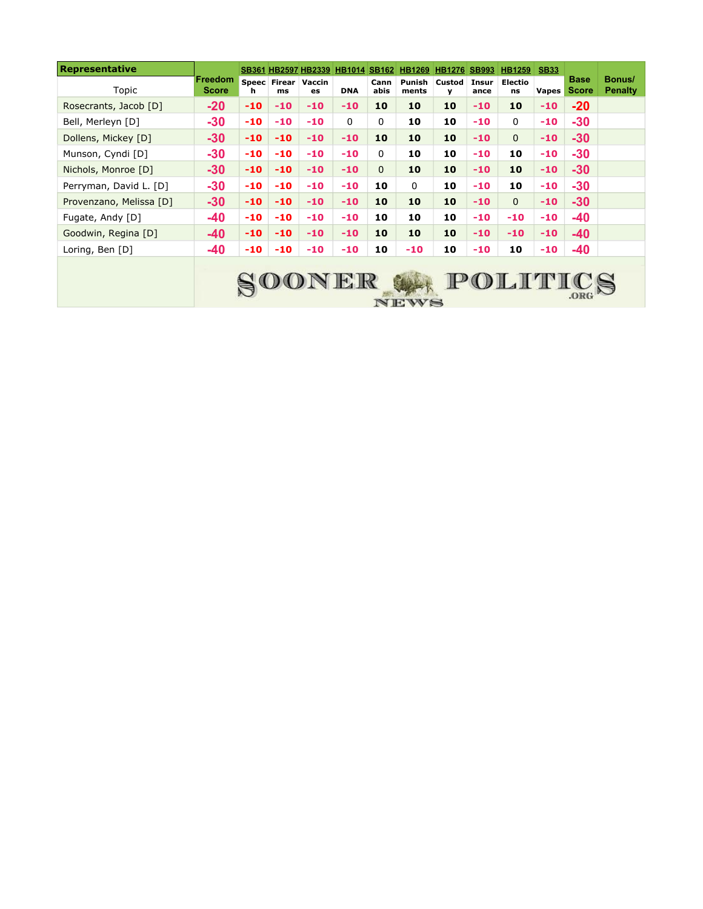| Representative | Freedom Score | SB361 | HB2597 | HB2339 | HB1014 | SB162 | HB1269 | HB1276 | SB993 | HB1259 | SB33 | Base Score | Bonus/ Penalty |
|---|---|---|---|---|---|---|---|---|---|---|---|---|---|
| Topic | | Speech | Firearms | Vaccines | DNA | Cannabis | Punishments | Custody | Insurance | Elections | Vapes | | |
| Rosecrants, Jacob [D] | -20 | -10 | -10 | -10 | -10 | 10 | 10 | 10 | -10 | 10 | -10 | -20 | |
| Bell, Merleyn [D] | -30 | -10 | -10 | -10 | 0 | 0 | 10 | 10 | -10 | 0 | -10 | -30 | |
| Dollens, Mickey [D] | -30 | -10 | -10 | -10 | -10 | 10 | 10 | 10 | -10 | 0 | -10 | -30 | |
| Munson, Cyndi [D] | -30 | -10 | -10 | -10 | -10 | 0 | 10 | 10 | -10 | 10 | -10 | -30 | |
| Nichols, Monroe [D] | -30 | -10 | -10 | -10 | -10 | 0 | 10 | 10 | -10 | 10 | -10 | -30 | |
| Perryman, David L. [D] | -30 | -10 | -10 | -10 | -10 | 10 | 0 | 10 | -10 | 10 | -10 | -30 | |
| Provenzano, Melissa [D] | -30 | -10 | -10 | -10 | -10 | 10 | 10 | 10 | -10 | 0 | -10 | -30 | |
| Fugate, Andy [D] | -40 | -10 | -10 | -10 | -10 | 10 | 10 | 10 | -10 | -10 | -10 | -40 | |
| Goodwin, Regina [D] | -40 | -10 | -10 | -10 | -10 | 10 | 10 | 10 | -10 | -10 | -10 | -40 | |
| Loring, Ben [D] | -40 | -10 | -10 | -10 | -10 | 10 | -10 | 10 | -10 | 10 | -10 | -40 | |

SOONER POLITICS NEWS .ORG